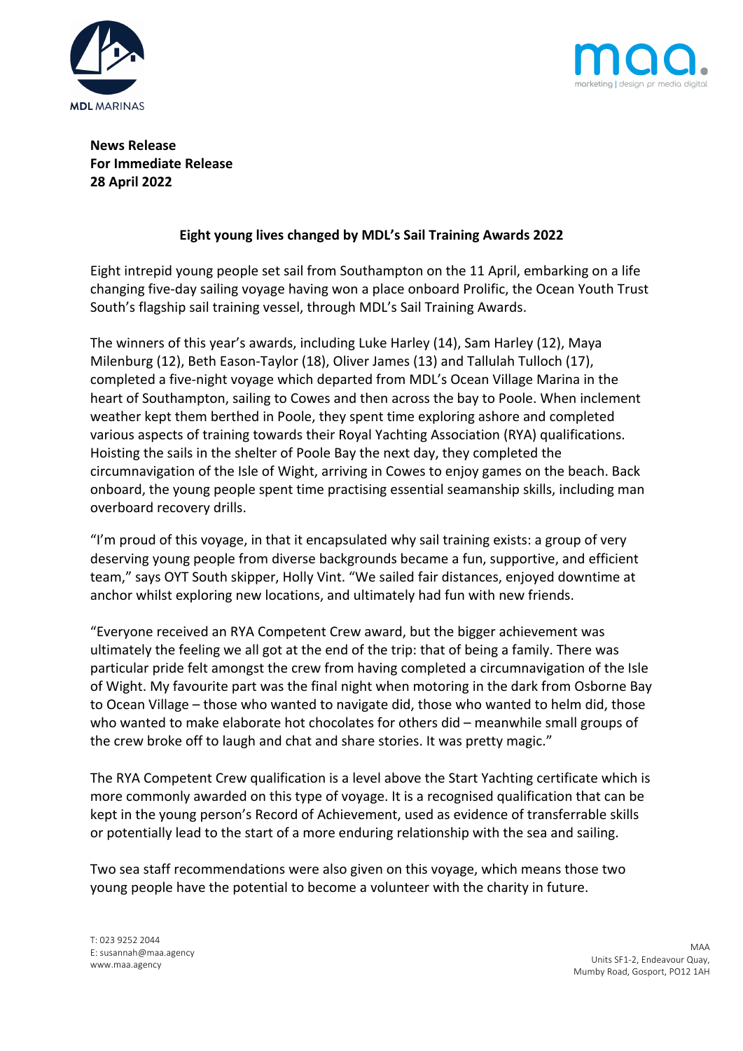**News Release**
**For Immediate Release**
**28 April 2022**

## Eight young lives changed by MDL's Sail Training Awards 2022

Eight intrepid young people set sail from Southampton on the 11 April, embarking on a life changing five-day sailing voyage having won a place onboard Prolific, the Ocean Youth Trust South's flagship sail training vessel, through MDL's Sail Training Awards.

The winners of this year's awards, including Luke Harley (14), Sam Harley (12), Maya Milenburg (12), Beth Eason-Taylor (18), Oliver James (13) and Tallulah Tulloch (17), completed a five-night voyage which departed from MDL's Ocean Village Marina in the heart of Southampton, sailing to Cowes and then across the bay to Poole. When inclement weather kept them berthed in Poole, they spent time exploring ashore and completed various aspects of training towards their Royal Yachting Association (RYA) qualifications. Hoisting the sails in the shelter of Poole Bay the next day, they completed the circumnavigation of the Isle of Wight, arriving in Cowes to enjoy games on the beach. Back onboard, the young people spent time practising essential seamanship skills, including man overboard recovery drills.

"I'm proud of this voyage, in that it encapsulated why sail training exists: a group of very deserving young people from diverse backgrounds became a fun, supportive, and efficient team," says OYT South skipper, Holly Vint. "We sailed fair distances, enjoyed downtime at anchor whilst exploring new locations, and ultimately had fun with new friends.

"Everyone received an RYA Competent Crew award, but the bigger achievement was ultimately the feeling we all got at the end of the trip: that of being a family. There was particular pride felt amongst the crew from having completed a circumnavigation of the Isle of Wight. My favourite part was the final night when motoring in the dark from Osborne Bay to Ocean Village – those who wanted to navigate did, those who wanted to helm did, those who wanted to make elaborate hot chocolates for others did – meanwhile small groups of the crew broke off to laugh and chat and share stories. It was pretty magic."

The RYA Competent Crew qualification is a level above the Start Yachting certificate which is more commonly awarded on this type of voyage. It is a recognised qualification that can be kept in the young person's Record of Achievement, used as evidence of transferrable skills or potentially lead to the start of a more enduring relationship with the sea and sailing.

Two sea staff recommendations were also given on this voyage, which means those two young people have the potential to become a volunteer with the charity in future.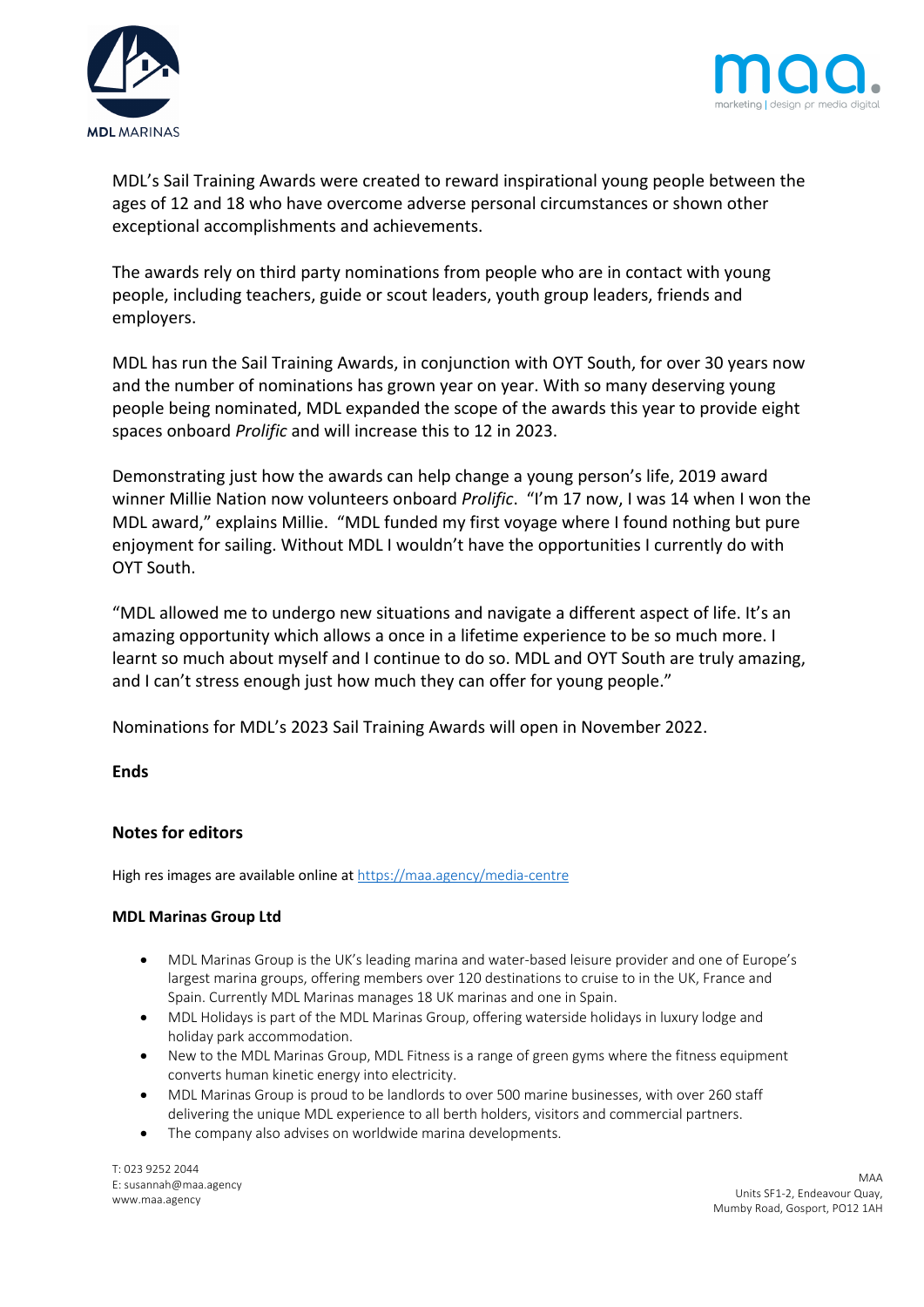MDL's Sail Training Awards were created to reward inspirational young people between the ages of 12 and 18 who have overcome adverse personal circumstances or shown other exceptional accomplishments and achievements.

The awards rely on third party nominations from people who are in contact with young people, including teachers, guide or scout leaders, youth group leaders, friends and employers.

MDL has run the Sail Training Awards, in conjunction with OYT South, for over 30 years now and the number of nominations has grown year on year. With so many deserving young people being nominated, MDL expanded the scope of the awards this year to provide eight spaces onboard *Prolific* and will increase this to 12 in 2023.

Demonstrating just how the awards can help change a young person's life, 2019 award winner Millie Nation now volunteers onboard *Prolific*. "I'm 17 now, I was 14 when I won the MDL award," explains Millie. "MDL funded my first voyage where I found nothing but pure enjoyment for sailing. Without MDL I wouldn't have the opportunities I currently do with OYT South.

"MDL allowed me to undergo new situations and navigate a different aspect of life. It's an amazing opportunity which allows a once in a lifetime experience to be so much more. I learnt so much about myself and I continue to do so. MDL and OYT South are truly amazing, and I can't stress enough just how much they can offer for young people."

Nominations for MDL's 2023 Sail Training Awards will open in November 2022.

**Ends**

## Notes for editors

High res images are available online at https://maa.agency/media-centre

**MDL Marinas Group Ltd**

- MDL Marinas Group is the UK's leading marina and water-based leisure provider and one of Europe's largest marina groups, offering members over 120 destinations to cruise to in the UK, France and Spain. Currently MDL Marinas manages 18 UK marinas and one in Spain.
- MDL Holidays is part of the MDL Marinas Group, offering waterside holidays in luxury lodge and holiday park accommodation.
- New to the MDL Marinas Group, MDL Fitness is a range of green gyms where the fitness equipment converts human kinetic energy into electricity.
- MDL Marinas Group is proud to be landlords to over 500 marine businesses, with over 260 staff delivering the unique MDL experience to all berth holders, visitors and commercial partners.
- The company also advises on worldwide marina developments.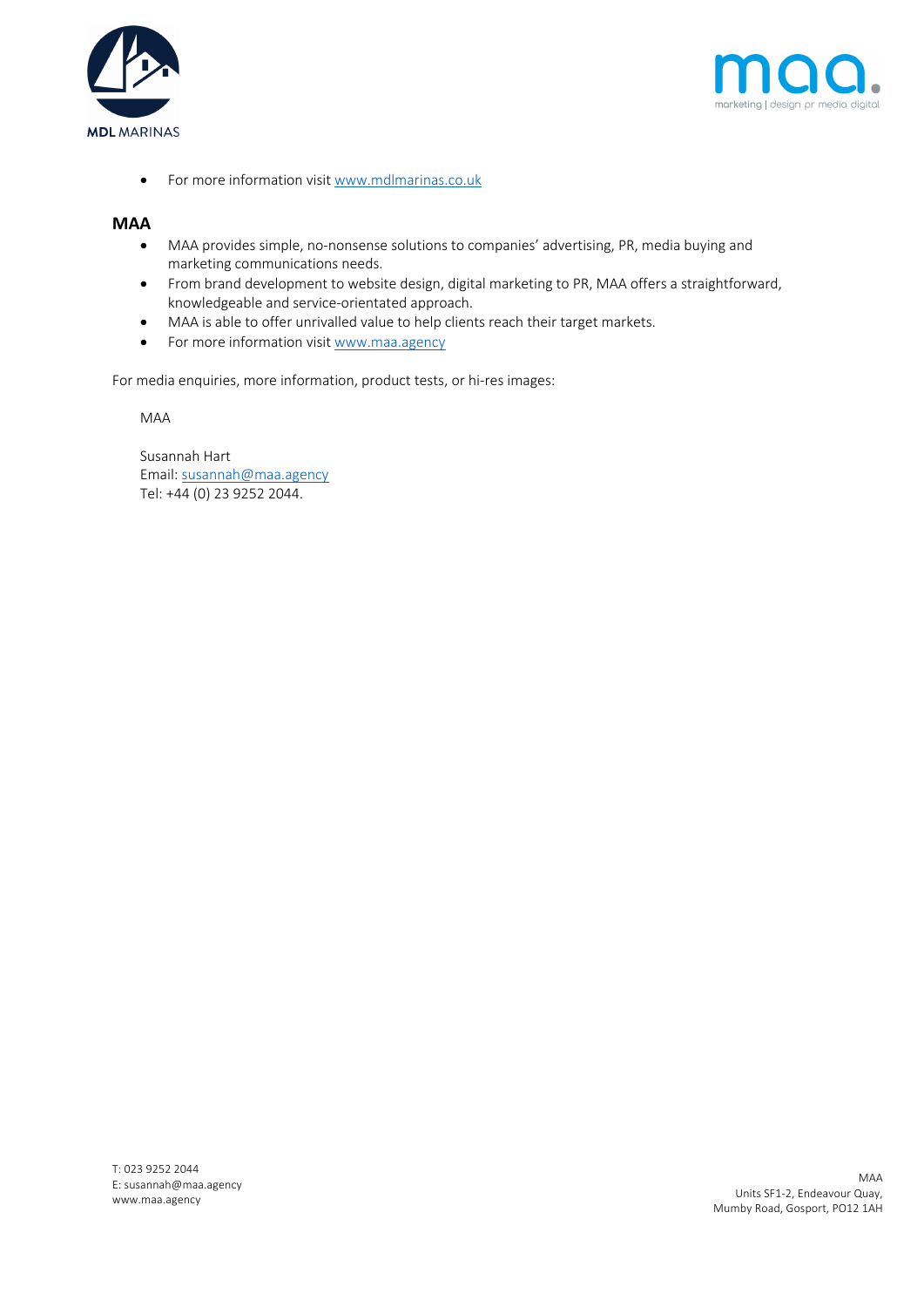- For more information visit www.mdlmarinas.co.uk

## MAA

- MAA provides simple, no-nonsense solutions to companies' advertising, PR, media buying and marketing communications needs.
- From brand development to website design, digital marketing to PR, MAA offers a straightforward, knowledgeable and service-orientated approach.
- MAA is able to offer unrivalled value to help clients reach their target markets.
- For more information visit www.maa.agency

For media enquiries, more information, product tests, or hi-res images:

MAA

Susannah Hart
Email: susannah@maa.agency
Tel: +44 (0) 23 9252 2044.